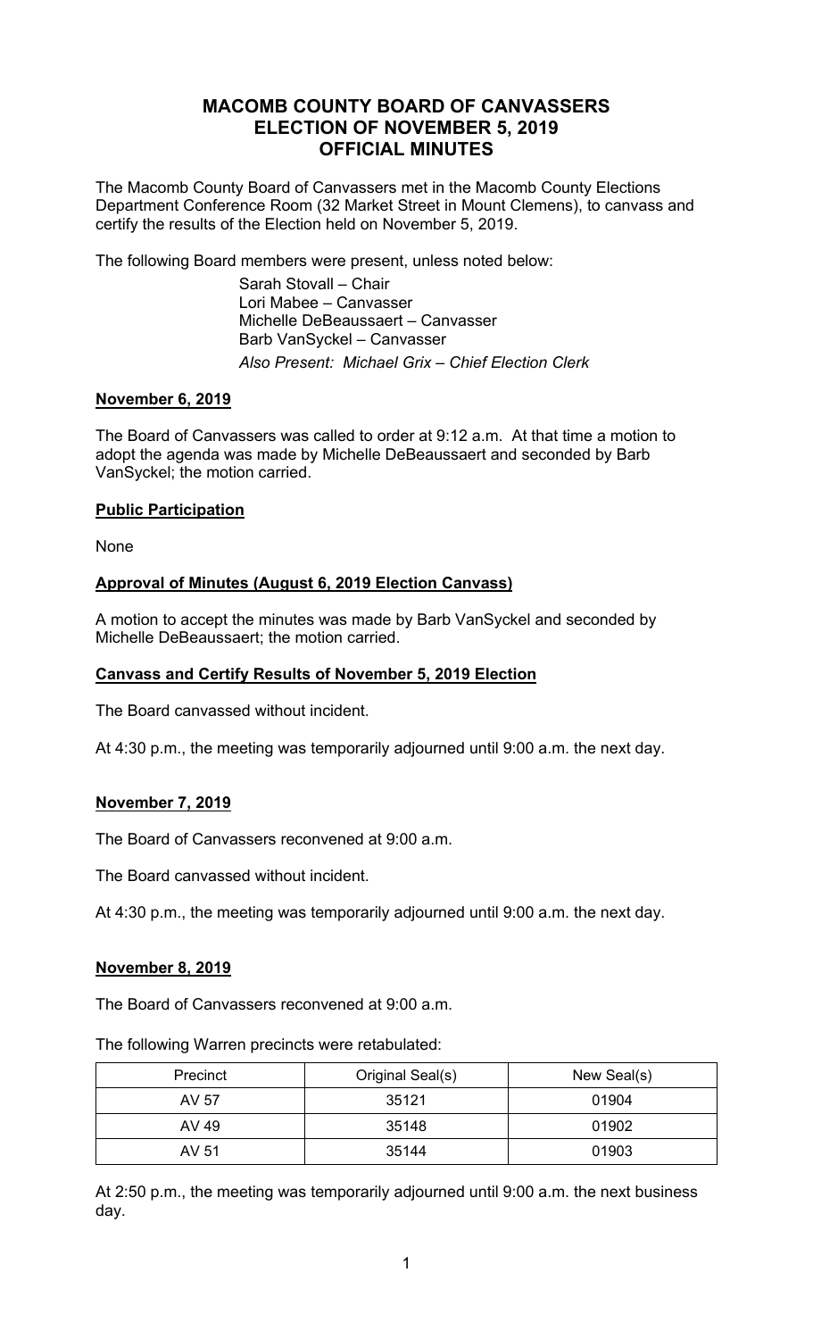# MACOMB COUNTY BOARD OF CANVASSERS
# ELECTION OF NOVEMBER 5, 2019
# OFFICIAL MINUTES

The Macomb County Board of Canvassers met in the Macomb County Elections Department Conference Room (32 Market Street in Mount Clemens), to canvass and certify the results of the Election held on November 5, 2019.

The following Board members were present, unless noted below:

Sarah Stovall – Chair
Lori Mabee – Canvasser
Michelle DeBeaussaert – Canvasser
Barb VanSyckel – Canvasser
*Also Present: Michael Grix – Chief Election Clerk*

## November 6, 2019

The Board of Canvassers was called to order at 9:12 a.m. At that time a motion to adopt the agenda was made by Michelle DeBeaussaert and seconded by Barb VanSyckel; the motion carried.

## Public Participation

None

## Approval of Minutes (August 6, 2019 Election Canvass)

A motion to accept the minutes was made by Barb VanSyckel and seconded by Michelle DeBeaussaert; the motion carried.

## Canvass and Certify Results of November 5, 2019 Election

The Board canvassed without incident.

At 4:30 p.m., the meeting was temporarily adjourned until 9:00 a.m. the next day.

## November 7, 2019

The Board of Canvassers reconvened at 9:00 a.m.

The Board canvassed without incident.

At 4:30 p.m., the meeting was temporarily adjourned until 9:00 a.m. the next day.

## November 8, 2019

The Board of Canvassers reconvened at 9:00 a.m.

The following Warren precincts were retabulated:

| Precinct | Original Seal(s) | New Seal(s) |
| --- | --- | --- |
| AV 57 | 35121 | 01904 |
| AV 49 | 35148 | 01902 |
| AV 51 | 35144 | 01903 |

At 2:50 p.m., the meeting was temporarily adjourned until 9:00 a.m. the next business day.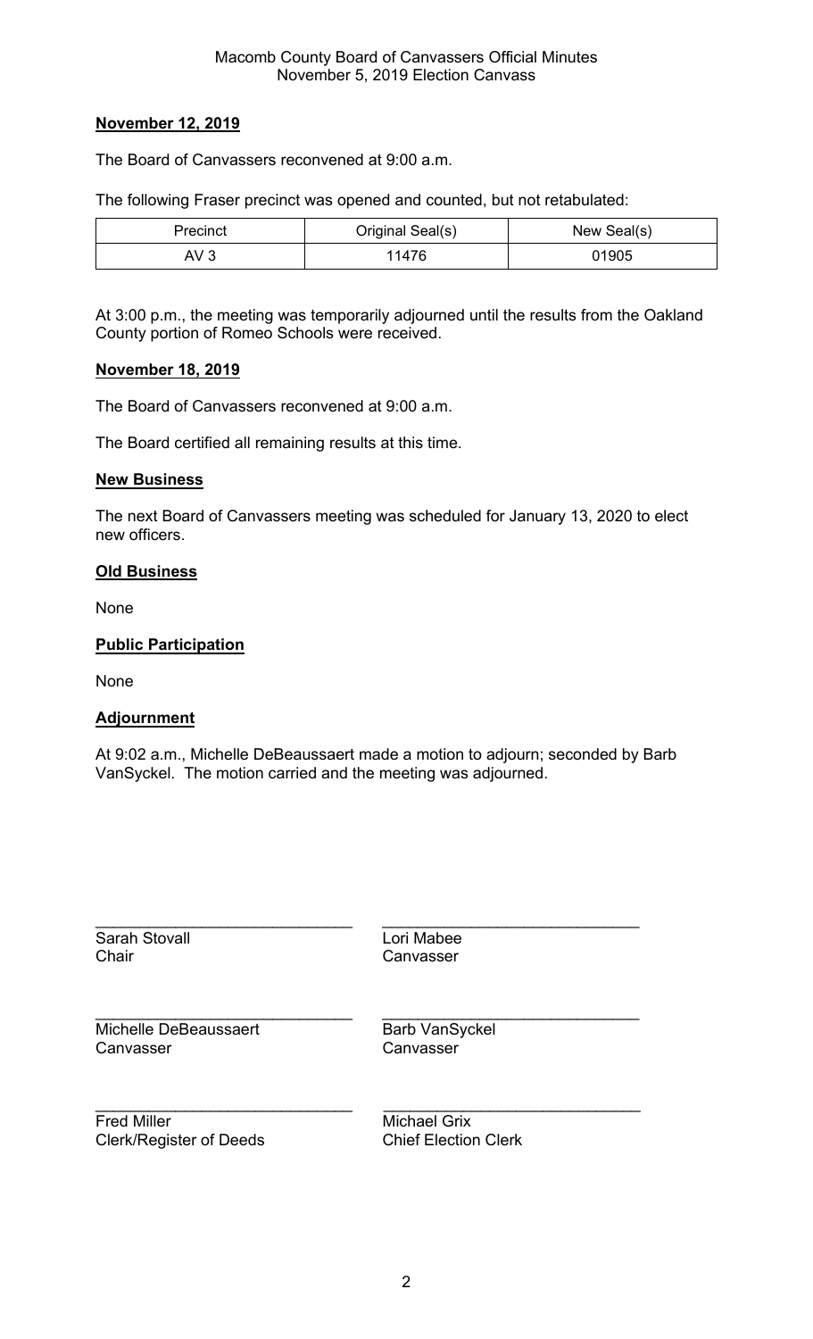**November 12, 2019**

The Board of Canvassers reconvened at 9:00 a.m.

The following Fraser precinct was opened and counted, but not retabulated:

| Precinct | Original Seal(s) | New Seal(s) |
|---|---|---|
| AV 3 | 11476 | 01905 |

At 3:00 p.m., the meeting was temporarily adjourned until the results from the Oakland County portion of Romeo Schools were received.

**November 18, 2019**

The Board of Canvassers reconvened at 9:00 a.m.

The Board certified all remaining results at this time.

**New Business**

The next Board of Canvassers meeting was scheduled for January 13, 2020 to elect new officers.

**Old Business**

None

**Public Participation**

None

**Adjournment**

At 9:02 a.m., Michelle DeBeaussaert made a motion to adjourn; seconded by Barb VanSyckel. The motion carried and the meeting was adjourned.

\_\_\_\_\_\_\_\_\_\_\_\_\_\_\_\_\_\_\_\_\_\_\_\_\_\_\_\_\_
Sarah Stovall
Chair

\_\_\_\_\_\_\_\_\_\_\_\_\_\_\_\_\_\_\_\_\_\_\_\_\_\_\_\_\_
Lori Mabee
Canvasser

\_\_\_\_\_\_\_\_\_\_\_\_\_\_\_\_\_\_\_\_\_\_\_\_\_\_\_\_\_
Michelle DeBeaussaert
Canvasser

\_\_\_\_\_\_\_\_\_\_\_\_\_\_\_\_\_\_\_\_\_\_\_\_\_\_\_\_\_
Barb VanSyckel
Canvasser

\_\_\_\_\_\_\_\_\_\_\_\_\_\_\_\_\_\_\_\_\_\_\_\_\_\_\_\_\_
Fred Miller
Clerk/Register of Deeds

\_\_\_\_\_\_\_\_\_\_\_\_\_\_\_\_\_\_\_\_\_\_\_\_\_\_\_\_\_
Michael Grix
Chief Election Clerk